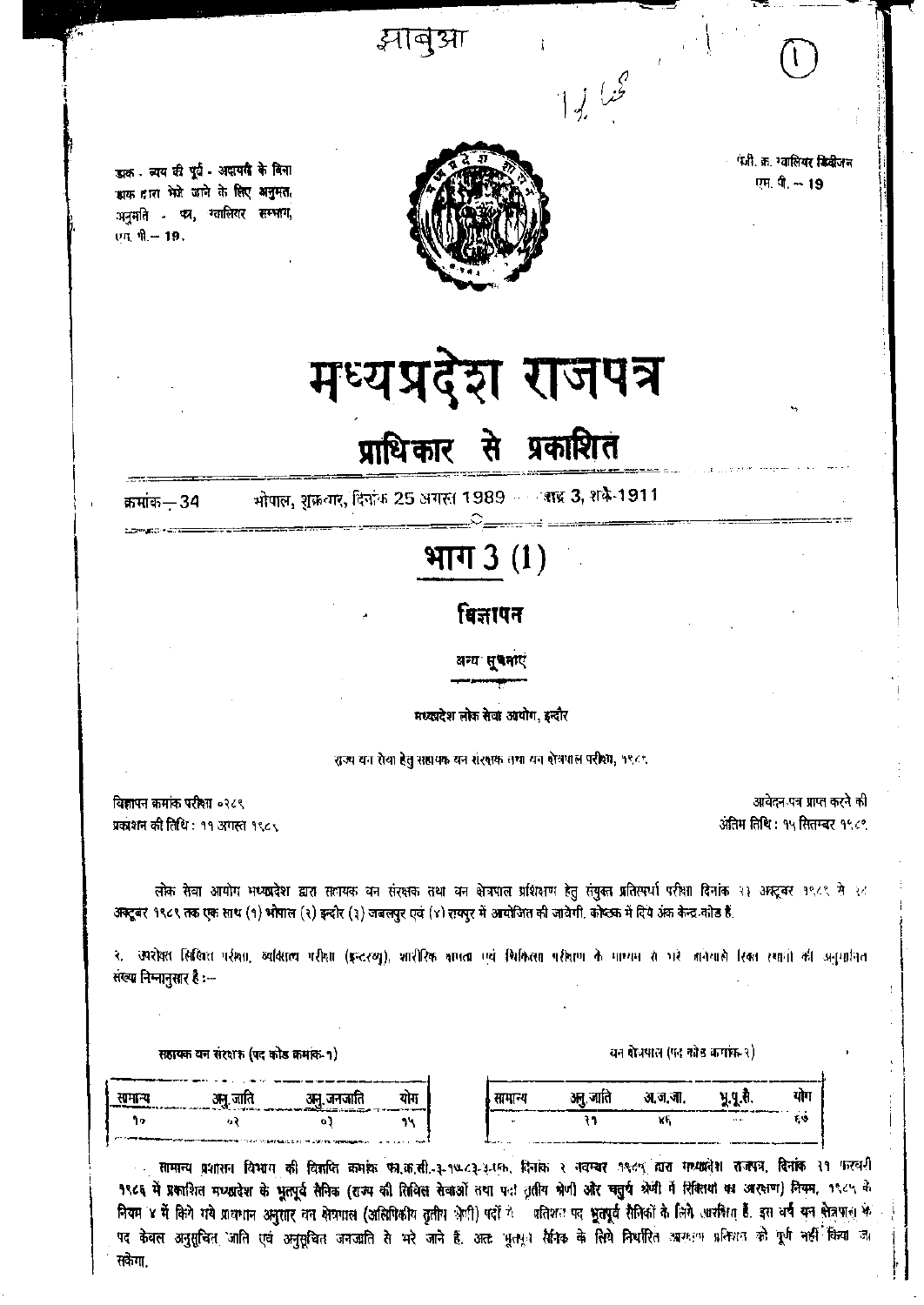झाबुआ

डाक - व्यय की पूर्व - अदायगी के बिना डाक द्वारा भेजे जाने के लिए अनुमत, अनुमति - पत्र, ग्वालियर सम्भाग, एम. पी.– 19.

पंजी. क्र. ग्वालियर डिवीजन एम. पी. – 19

# मध्यप्रदेश राजपत्र

## प्राधिकार से प्रकाशित

क्रमांक– 34 भोपाल, शुक्रवार, दिनांक 25 अगस्त 1989 — भाद्र 3, शके-1911

## भाग 3 (1)

### विज्ञापन

अन्य सूचनाएं

मध्यप्रदेश लोक सेवा आयोग, इन्दौर

राज्य वन सेवा हेतु सहायक वन संरक्षक तथा वन क्षेत्रपाल परीक्षा, १९८९

विज्ञापन क्रमांक परीक्षा ०२८९
प्रकाशन की तिथि : ११ अगस्त १९८९

आवेदन-पत्र प्राप्त करने की अंतिम तिथि : १५ सितम्बर १९८९

लोक सेवा आयोग मध्यप्रदेश द्वारा सहायक वन संरक्षक तथा वन क्षेत्रपाल प्रशिक्षण हेतु संयुक्त प्रतिस्पर्धा परीक्षा दिनांक २३ अक्टूबर १९८९ से २८ अक्टूबर १९८९ तक एक साथ (१) भोपाल (२) इन्दौर (३) जबलपुर एवं (४) रायपुर में आयोजित की जावेगी. कोष्ठक में दिये अंक केन्द्र-कोड है.

२. उपरोक्त लिखित परीक्षा, व्यक्तित्व परीक्षा (इन्टरव्यू), शारीरिक क्षमता एवं चिकित्सा परीक्षण के माध्यम से भरे जानेवाले रिक्त स्थानों की अनुमानित संख्या निम्नानुसार है :–

सहायक वन संरक्षक (पद कोड क्रमांक-१)

| सामान्य | अनु.जाति | अनु.जनजाति | योग |
|---|---|---|---|
| १० | ०२ | ०३ | १५ |

वन क्षेत्रपाल (पद कोड क्रमांक-२)

| सामान्य | अनु.जाति | अ.ज.जा. | भू.पू.सै. | योग |
|---|---|---|---|---|
| - | ११ | ४६ | ... | ६७ |

सामान्य प्रशासन विभाग की विज्ञप्ति क्रमांक एफ.क.सी.-३-१५-८३-३-एक, दिनांक २ नवम्बर १९८५ द्वारा मध्यप्रदेश राजपत्र, दिनांक ३१ फरवरी १९८६ में प्रकाशित मध्यप्रदेश के भूतपूर्व सैनिक (राज्य की सिविल सेवाओं तथा पदों तृतीय श्रेणी और चतुर्थ श्रेणी में रिक्तियों का आरक्षण) नियम, १९८५ के नियम ४ में किये गये प्रावधान अनुसार वन क्षेत्रपाल (अलिपिकीय तृतीय श्रेणी) पदों में प्रतिशत पद भूतपूर्व सैनिकों के लिये आरक्षित हैं. इस वर्ष वन क्षेत्रपाल के पद केवल अनुसूचित जाति एवं अनुसूचित जनजाति से भरे जाने हैं. अतः भूतपूर्व सैनिक के लिये निर्धारित आरक्षण प्रतिशत को पूर्ण नहीं किया जा सकेगा.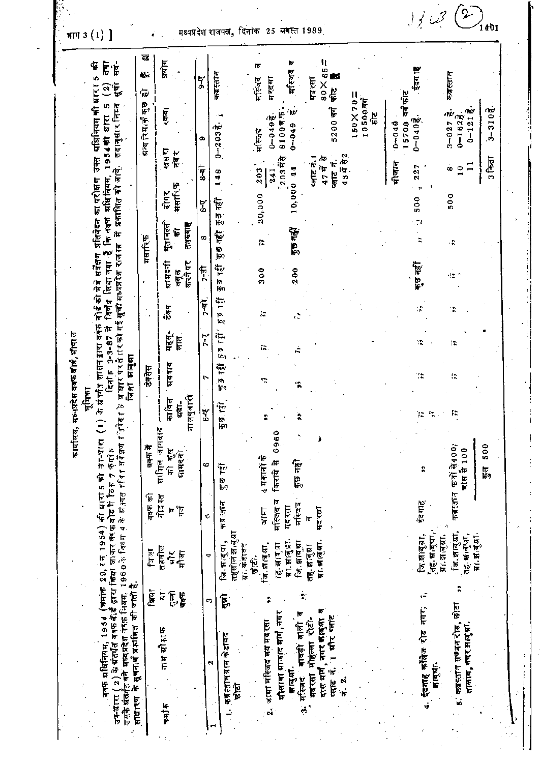## कार्यालय, मध्यप्रदेश वक्फ बोर्ड, भोपाल

### भूमिका

वक्फ अधिनियम, 1954 (क्रमांक 29, सन् 1954) की धारा 5 की उप-धारा (1) के अंतर्गत शासन द्वारा वक्फ बोर्ड को भेजे सर्वेक्षण प्रतिवेदन का परीक्षण उक्त अधिनियम की धारा 5 की उप-धारा (2) के अंतर्गत वक्फ बोर्ड द्वारा किया जाकर वक्फ बोर्ड में ठहराव 7 क्रमांक दिनांक 3-3-87 में निर्णय लिया गया है कि वक्फ अधिनियम, 1954 की धारा 5 (2) तथा उसके अंतर्गत बने मध्यप्रदेश वक्फ नियम, 1960 के नियम 4 के अंतर्गत परिवार निर्णय निर्देश के आधार पर तैयार की गई सूची मध्यप्रदेश राजपत्र में प्रकाशित की जावे. तद्‌नुसार निम्न सूची सर्वसाधारण के सूचनार्थ प्रकाशित की जाती है.

### जिला झाबुआ

| क्रमांक | नाम औकाफ | फिर्का या सुन्नी वक्फ | जिला तहसील और मौजा | वक्फ की नौइयत व गर्ज | वक्फ में शामिल जायदाद की कुल आमदनी | टेक्सेस: काबिल अदा-मालगुजारी | टेक्सेस: अवकाफ | टेक्सेस: महसूलात | टेक्सेस: टेक्स | मसारिफ: आमदनी वसूल करने पर | मसारिफ: मुतावल्ली को तनख्वाह | मसारिफ: दीगर मसारिफ | अन्य रिमार्क कुछ हो: खसरा नंबर | अन्य रिमार्क कुछ हो: रकबा | प्रयोग |
|---|---|---|---|---|---|---|---|---|---|---|---|---|---|---|---|
| 1 | 2 | 3 | 4 | 5 | 6 | 6-ए | 7 | 7-ए | 7-बी | 7-सी | 8 | 8-ए | 8-बी | 9 | 9-ए |
| 1. | कब्रस्तान ग्राम केशावत छोटी | सुन्नी | जि. झाबुआ, तहसील झाबुआ ग्रा. केशावत छोटी. | कब्रस्तान | कुछ नहीं | कुछ नहीं | कुछ नहीं | कुछ नहीं | कुछ नहीं | कुछ नहीं | कुछ नहीं | कुछ नहीं | 148 | 0-203 है. | कब्रस्तान |
| 2. | जामा मस्जिद मय मदरसा मौलाना आजाद मार्ग, नगर झाबुआ. | ,, | जि. झाबुआ, तह. झाबुआ, ग्रा. झाबुआ. | जामा मस्जिद व मदरसा | 4 मकानों के किराये से 6960 | ,, | ,, | ,, | ,, | 300 | ,, | 20,000 | 203/241, 203 में से | मस्जिद 0-049 है. 8100 व.फु. | मस्जिद व मदरसा |
| 3. | मस्जिद बावड़ी वाली व मदरसा मोहल्ला रोटीदार मार्ग, नगर झाबुआ व प्लाट नं. 1 और प्लाट नं. 2. | ,, | जि. झाबुआ तह. झाबुआ ग्रा. झाबुआ. | मस्जिद व मदरसा | कुछ नहीं | ,, | ,, | ,, | ,, | 200 | कुछ नहीं | 10,000 | 44, प्लाट नं. 1 47 में से, प्लाट नं. 45 में से 2 | 0-049 है. 5200 वर्ग फीट, 150×70 = 10500 वर्ग फीट | मस्जिद व मदरसा 80×65 = |
| 4. | ईदगाह कॉलेज रोड नगर, झाबुआ. | ,, | जि. झाबुआ, तह. झाबुआ, ग्रा. झाबुआ. | ईदगाह | ,, | ,, | ,, | ,, | ,, | कुछ नहीं | ,, | 500 | 227 | मीजान 0-049, 15700 वर्ग फीट, 0-040 है. | ईदगाह |
| 5. | कब्रस्तान सज्जन रोड, छोटा तालाब, नगर झाबुआ. | ,, | जि. झाबुआ, तह. झाबुआ, ग्रा. झाबुआ. | कब्रस्तान | फलों से 400; घास से 100 | ,, | ,, | ,, | ,, | ,, | ,, | 500 | 8, 10, 11 | 3-027 है., 0-162 है., 0-121 है. | कब्रस्तान |
| | | | | | कुल 500 | | | | | | | | 3 किता | 3-310 है. | |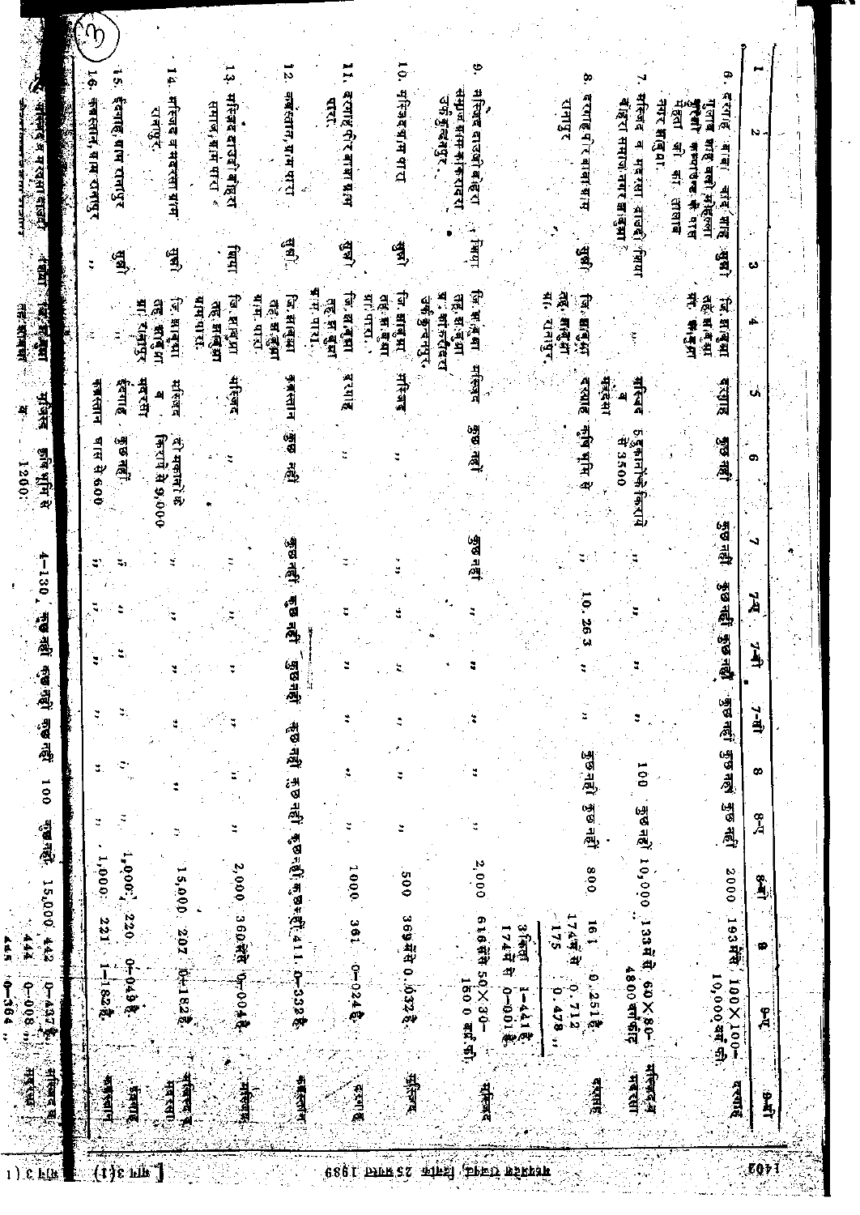| 1 | 2 | 3 | 4 | 5 | 6 | 7 | 7-ए | 7-बी | 7-सी | 8 | 8-ए | 8-बी | 9 | 9-ए | 9-बी |
|---|---|---|---|---|---|---|---|---|---|---|---|---|---|---|---|
| 6. | दरगाह बाबा चांद शाह पुराना शाह वली मोहल्ला कुरैशी कसबाउल्लाह के पास पहला जी का तालाब नगर झाबुआ. | सुन्नी | जि. झाबुआ तह. झाबुआ शा. झाबुआ | दरगाह | कुछ नहीं | कुछ नहीं | कुछ नहीं | कुछ नहीं | कुछ नहीं | कुछ नहीं | कुछ नहीं | 2000 | 193 मैं से | 100×100-10,000 वर्ग फी. | दरगाह |
| 7. | मस्जिद व मदरसा दाउदी बोहरा समाज, नगर झाबुआ | शिया | " | मस्जिद व मदरसा | 5 दुकानों के किराये से 3500 | " | " | " | " | 100 | कुछ नहीं | 10,000 | 133 मैं से | 60×80-4800 वर्गफीट | मस्जिद व मदरसा |
| 8. | दरगाह पीर बाबा ग्राम रानापुर | सुन्नी | जि. झाबुआ तह. झाबुआ ग्रा. रानापुर. | दरगाह | कृषि भूमि से | " | 10.263 | " | " | कुछ नहीं | कुछ नहीं | 800 | 161<br>174 मैं से<br>175 | 0.251 है.<br>0.712<br>0.478 " | दरगाह |
| 9. | मस्जिद दाउदी बोहरा समाज ग्राम कोकदिपुरा उर्फ कुकड़ीपुर. | शिया | जि. झाबुआ तह. झाबुआ ग्रा. कोकदीपुरा उर्फ कुकड़ीपुर. | मस्जिद | कुछ नहीं | कुछ नहीं | " | " | " | " | " | 2,000 | 3 किता<br>174 मैं से<br>616 मैं से | 1-441 है.<br>0-001 है.<br>50×30-1500 वर्ग फी. | मस्जिद |
| 10. | मस्जिद ग्राम पारा | सुन्नी | जि. झाबुआ तह. झाबुआ ग्रा. पारा. | मस्जिद | " | " | " | " | " | " | " | 500 | 369 मैं से | 0.032 है. | मस्जिद |
| 11. | दरगाह पीर बाबा ग्राम पारा. | सुन्नी | जि. झाबुआ तह. झाबुआ ग्रा. पारा. | दरगाह | " | " | " | " | " | " | " | 1000 | 361 | 0-024 है. | दरगाह |
| 12. | कब्रस्तान, ग्राम पारा | सुन्नी | जि. झाबुआ तह. झाबुआ ग्राम पारा. | कब्रस्तान | कुछ नहीं | कुछ नहीं | कुछ नहीं | कुछ नहीं | कुछ नहीं | कुछ नहीं | कुछ नहीं | कुछ नहीं | 411 | 0-332 है. | कब्रस्तान |
| 13. | मस्जिद दाउदी बोहरा समाज, ग्राम पारा | शिया | जि. झाबुआ तह. झाबुआ ग्राम पारा. | मस्जिद | " | " | " | " | " | " | " | 2,000 | 360 मैं से | 0-004 है. | मस्जिद |
| 14. | मस्जिद व मदरसा ग्राम रानापुर. | सुन्नी | जि. झाबुआ तह. झाबुआ ग्रा. रानापुर | मस्जिद व मदरसा | दो मकानों के किराये से 9,000 | " | " | " | " | " | " | 15,000 | 207 | 0-182 है. | मस्जिद व मदरसा |
| 15. | ईदगाह, ग्राम रानापुर | सुन्नी | " | ईदगाह | कुछ नहीं | " | " | " | " | " | " | 1,000 | 220 | 0-049 है. | ईदगाह |
| 16. | कब्रस्तान, ग्राम रानापुर | " | " | कब्रस्तान | घास से 600 | " | " | " | " | " | " | 1,000 | 221 | 1-182 है. | कब्रस्तान |
| 17. | मस्जिद व मदरसा दाउदी बोहरा समाज | शिया | जि. झाबुआ तह. झाबुआ | मस्जिद व मदरसा | कृषि भूमि से 1200 | 4-130 | कुछ नहीं | कुछ नहीं | कुछ नहीं | 100 | कुछ नहीं | 15,000 | 442<br>444<br>445 | 0-437 है.<br>0-008 "<br>0-364 " | मस्जिद व मदरसा |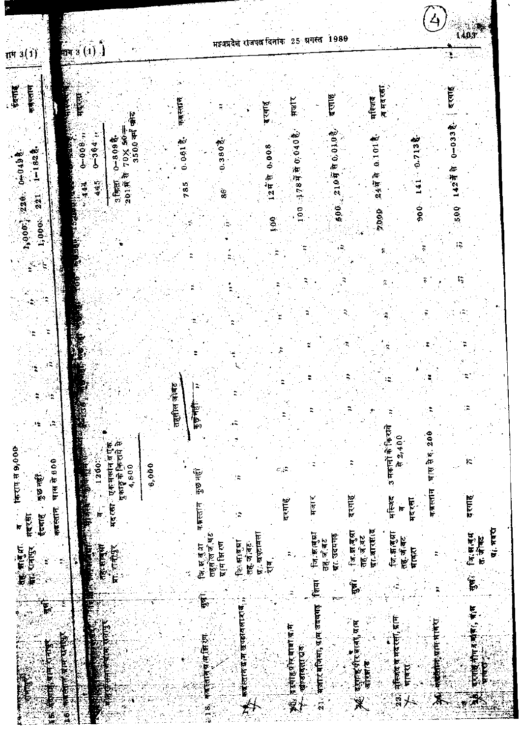| वक्फ का नाम | सम्प्रदाय | पता | उद्देश्य | आय | | | | | | | मूल्य | खसरा नं. | रकबा | |
|---|---|---|---|---|---|---|---|---|---|---|---|---|---|---|
| | | मो. सालेहुला, मो. रानीपुर | व मदरसा | किराया से 9,000 | | | | | | | 1,000 | 220 | 0-049 है. | ईदगाह |
| 15. ईदगाह, ग्राम रानीपुर | सुन्नी | ,, | ईदगाह | कुछ नहीं | ,, | ,, | ,, | ,, | ,, | ,, | 1,000 | 221 | 1-182 है. | कब्रस्तान |
| 16. कब्रस्तान, ग्राम रानीपुर | ,, | ,, | कब्रस्तान | घास से 600 | | | | | | | | | | |
| 17. मस्जिद व मदरसा, रानीपुर | | तह. सावेर, ग्रा. रानीपुर | व मदरसा | 1200 एक मकान व दुकान के किराये से 4,800 ——— 6,000 | | | | | | | | 444 / 445 / 3 किता / 201 में से | 0-008 है. / 0-364 है. / 0-809 है. / 70 × 50 = 3500 वर्ग फीट | मदरसा |
| 18. कब्रस्तान ग्राम सिरल | सुन्नी | जि. झाबुआ तहसील जोबट ग्राम सिरल | कब्रस्तान | कुछ नहीं | तहसील जोबट कुछ नहीं | ,, | ,, | ,, | ,, | ,, | | 785 | 0.061 है. | कब्रस्तान |
| 19. कब्रस्तान ग्राम खट्टालीराव | ,, | जि. झाबुआ तह. जोबट ग्रा. खट्टाली राव | ,, | ,, | ,, | ,, | ,, | ,, | ,, | ,, | | 86 | 0.380 है. | ,, |
| 20. दरगाह पीर बाबा ग्राम खोखलाराव | ,, | ,, | दरगाह | ,, | ,, | ,, | ,, | ,, | ,, | ,, | 100 | 12 में से | 0.008 | दरगाह |
| 21. मजार वलिया, ग्राम उदयगढ़ | शिया | जि. झाबुआ तह. जोबट ग्रा. उदयगढ़ | मजार | ,, | ,, | ,, | ,, | ,, | ,, | ,, | 100 | 178 में से | 0.040 है. | मजार |
| 22. दरगाह पीर बाबा, ग्राम बारझर | सुन्नी | जि. झाबुआ तह. जोबट ग्रा. बारझर | दरगाह | ,, | ,, | ,, | ,, | ,, | ,, | ,, | 800 | 210 में से | 0.010 है. | दरगाह |
| 23. मस्जिद व मदरसा, ग्राम भाबरा | ,, | जि. झाबुआ तह. जोबट भाबरा | मस्जिद व मदरसा | 3 मकानों के किराये से 2,400 | ,, | ,, | ,, | ,, | ,, | ,, | 7000 | 24 में से | 0.101 है. | मस्जिद व मदरसा |
| 24. कब्रस्तान, ग्राम भाबरा | ,, | ,, | कब्रस्तान | घास से रु. 200 | ,, | ,, | ,, | ,, | ,, | ,, | 900 | 141 | 0.713 है. | |
| 25. दरगाह पीर व मजार, ग्राम भाबरा | सुन्नी | जि. झाबुआ त. जोबट ग्रा. भाबरा | दरगाह | ,, | ,, | ,, | ,, | ,, | ,, | ,, | 500 | 142 में से | 0-033 है. | दरगाह |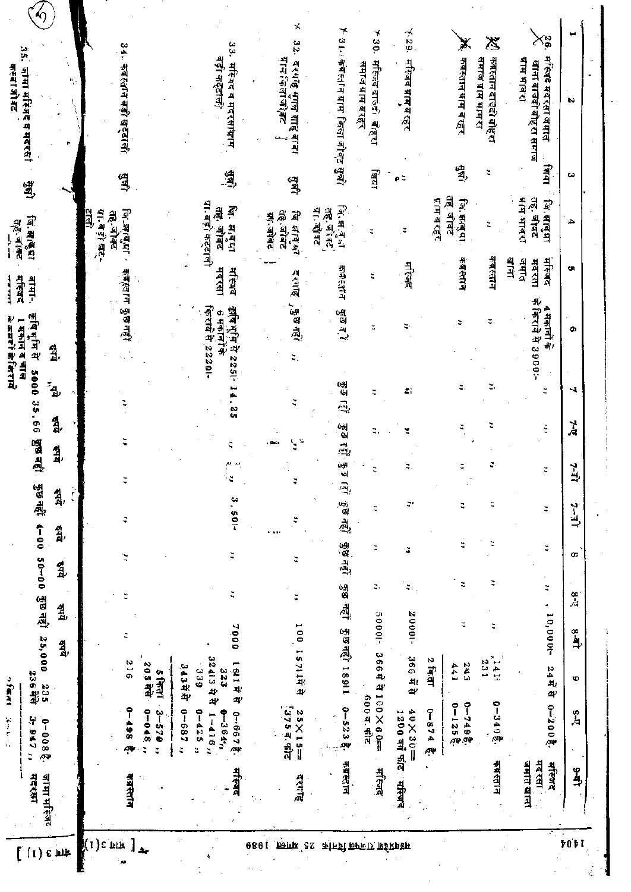| 1 | 2 | 3 | 4 | 5 | 6 | 7 | 7-ए | 7-बी | 7-सी | 8 | 8-ए | 8-बी | 9 | 9-ए | 9-बी |
|---|---|---|---|---|---|---|---|---|---|---|---|---|---|---|---|
| | | | | | | रुपये | रुपये | रुपये | रुपये | रुपये | रुपये | रुपये | | | |
| 26. | मस्जिद मदरसा जमात खाना दाउदी बोहरा समाज ग्राम भाबरा | शिया | जि. झाबुआ तह. जोबट ग्राम भाबरा | मस्जिद मदरसा जमात खाना | 4 मकानों के किराये से 3900/- | " | " | " | " | " | " | 10,000/- | 24 में से | 0-200 हे. | मस्जिद मदरसा जमात खाना |
| 27. | कब्रस्तान दाउदी बोहरा समाज ग्राम भाभरा | " | " | कब्रस्तान | " | " | " | " | " | " | " | " | 1411<br>231 | 0-340 हे. | कब्रस्तान |
| 28. | कब्रस्तान ग्राम बरहर | सुन्नी | जि. झाबुआ तह. जोबट ग्राम बरहर | कब्रस्तान | " | " | " | " | " | " | " | " | 243<br>441<br>2 किता | 0-749 हे.<br>0-125 हे.<br>0-874 हे. | |
| 29. | मस्जिद ग्राम बरहर | " | " | मस्जिद | " | " | " | " | " | " | " | 2000/- | 366 में से | 40×30= 1200 वर्ग फीट | मस्जिद |
| 30. | मस्जिद दाउदी बोहरा समाज ग्राम बरहर | शिया | " | " | " | " | " | " | " | " | " | 5000/- | 366 में से | 100×60= 6000 व. फीट | मस्जिद |
| 31. | कब्रस्तान ग्राम किला जोबट | सुन्नी | जि. झाबुआ तह. जोबट पा. जोबट | कब्रस्तान | कुछ नहीं | कुछ नहीं | कुछ नहीं | कुछ नहीं | कुछ नहीं | कुछ नहीं | कुछ नहीं | कुछ नहीं | 1891 | 0-523 हे. | कब्रस्तान |
| 32. | दरगाह मलंग शाह बाबा ग्राम किला जोबट | सुन्नी | जि. झाबुआ तह. जोबट ग्रा. जोबट | दरगाह | कुछ नहीं | " | " | " | " | " | " | 100 | 1571 में से | 25×15= 375 व. फीट | दरगाह |
| 33. | मस्जिद व मदरसा ग्राम बड़ी कट्टाली | सुन्नी | जि. झाबुआ तह. जोबट ग्रा. बड़ी कट्टाली | मस्जिद मदरसा | कृषि भूमि से 2251/- 6 मकानों के किराये से 2220/- | 14.25 | " | " | 3.50/- | " | " | 7000 | 1681 में से<br>323<br>32413 में से<br>339<br>343 में से<br>5 किता<br>205 में से | 0-667 हे.<br>0-364 "<br>1-416 "<br>0-425 "<br>0-687 "<br>3-579 "<br>0-048 " | मस्जिद |
| 34. | कब्रस्तान बड़ी कट्टाली | सुन्नी | जि. झाबुआ तह. जोबट ग्रा. बड़ी कट्टाली | कब्रस्तान | कुछ नहीं | " | " | " | " | " | " | " | 216 | 0-498 हे. | कब्रस्तान |
| 35. | जामा मस्जिद व मदरसा कस्बा जोबट | सुन्नी | जि. झाबुआ तह. जोबट | जामा मस्जिद | कृषिभूमि से 5000 1 मकान व भाव के कब्रों के किराये | 35.66 | कुछ नहीं | कुछ नहीं | 4-00 | 50-00 | कुछ नहीं | 25,000 | 235<br>236 में से<br>2 किता | 0-008 हे.<br>3-947 " | जामा मस्जिद मदरसा |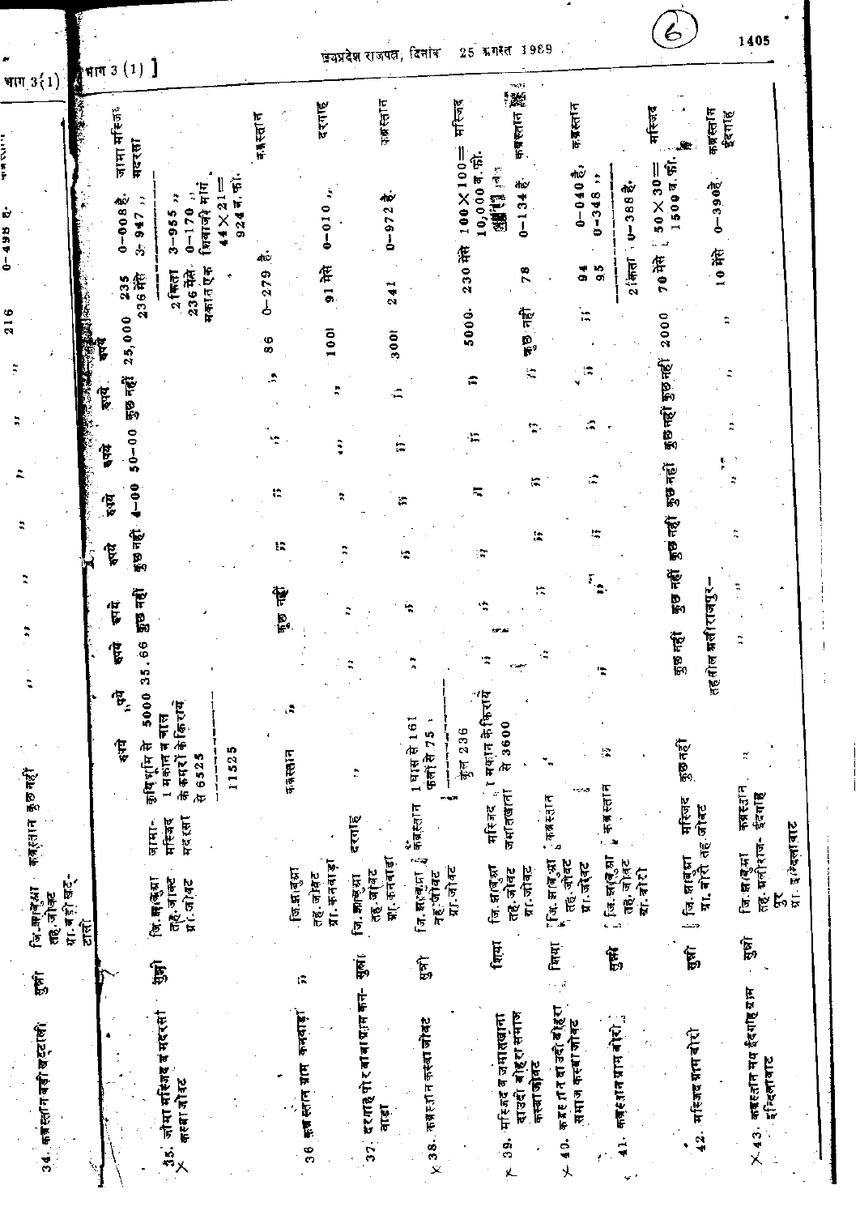| | | | | रुपये | रुपये | रुपये | रुपये | रुपये | रुपये | रुपये | रुपये | | | |
|---|---|---|---|---|---|---|---|---|---|---|---|---|---|---|
| 34. कब्रस्तान बड़ी छटटाली | सुन्नी | जि. झाबुआ तह. जोबट ग्रा. बड़ी छटटाली | कब्रस्तान | कुछ नहीं | " | " | " | " | " | " | " | 216 | 0-498 है. | कब्रस्तान |
| 35. जामा मस्जिद व मदरसा कस्बा जोबट | सुन्नी | जि. झाबुआ तह. जोबट ग्रा. जोबट | जामा मस्जिद मदरसा | कृषिभूमि से 5000, 1 मकान व बाल के कमरों के किराये से 6525, ------- 11525 | 35.66 | कुछ नहीं | कुछ नहीं | 4-00 | 50-00 | कुछ नहीं | 25,000 | 235, 236 मेंसे, 2 किता, 236 मेंसे, मकान एक | 0-008 है., 3-947 ,,, 3-955 ,,, 0-170 ,,, शिवाजी मार्ग 44×21= 924 व.फी. | जामा मस्जिद मदरसा |
| 36. कब्रस्तान ग्राम कनवाड़ा | " | जि. झाबुआ तह. जोबट ग्रा. कनवाड़ा | कब्रस्तान | " | कुछ नहीं | " | " | " | " | " | " | 86 | 0-279 है. | कब्रस्तान |
| 37. दरगाह पीर बाबा ग्राम कनवाड़ा | सुन्नी | जि. झाबुआ तह. जोबट ग्रा. कनवाड़ा | दरगाह | " | " | " | " | " | " | " | 1001 | 91 मेंसे | 0-010 ,, | दरगाह |
| × 38. कब्रस्तान कस्बा जोबट | सुन्नी | जि. झाबुआ तह. जोबट ग्रा. जोबट | कब्रस्तान | 1 घास से 161, फलों से 75, ------- कुल 236 | " | " | " | " | " | " | 3001 | 241 | 0-972 है. | कब्रस्तान |
| × 39. मस्जिद व जमातखाना दाउदी बोहरा समाज कस्बा जोबट | शिया | जि. झाबुआ तह. जोबट ग्रा. जोबट | मस्जिद जमातखाना | 1 मकान के किराये से 3600 | " | " | " | " | " | " | 5000 | 230 मेंसे | 100×100= 10,000 व.फी. | मस्जिद |
| × 40. कब्रस्तान दाउदी बोहरा समाज कस्बा जोबट | शिया | जि. झाबुआ तह. जोबट ग्रा. जोबट | कब्रस्तान | " | " | " | " | " | " | " | कुछ नहीं | 78 | 0-134 है. | कब्रस्तान |
| 41. कब्रस्तान ग्राम बोरी | सुन्नी | जि. झाबुआ तह. जोबट ग्रा. बोरी | कब्रस्तान | " | " | " | " | " | " | " | " | 94, 95, 2 किता | 0-040 है., 0-348 ,,, ------- 0-388 है. | कब्रस्तान |
| 42. मस्जिद ग्राम बोरी | सुन्नी | जि. झाबुआ ग्रा. बोरी तह. जोबट | मस्जिद | कुछ नहीं | कुछ नहीं | कुछ नहीं | कुछ नहीं | कुछ नहीं | कुछ नहीं | कुछ नहीं | 2000 | 70 मेंसे | 50×30= 1500 व.फी. | मस्जिद |
| | | | | | तहसील अलीराजपुर— | | | | | | | | | |
| × 43. कब्रस्तान मय ईदगाह ग्राम इन्द्रिलावाट | सुन्नी | जि. झाबुआ तह. अलीराजपुर ग्रा. इन्द्रिलावाट | कब्रस्तान ईदगाह | " | " | " | " | " | " | " | " | 10 मेंसे | 0-390 है. | कब्रस्तान ईदगाह |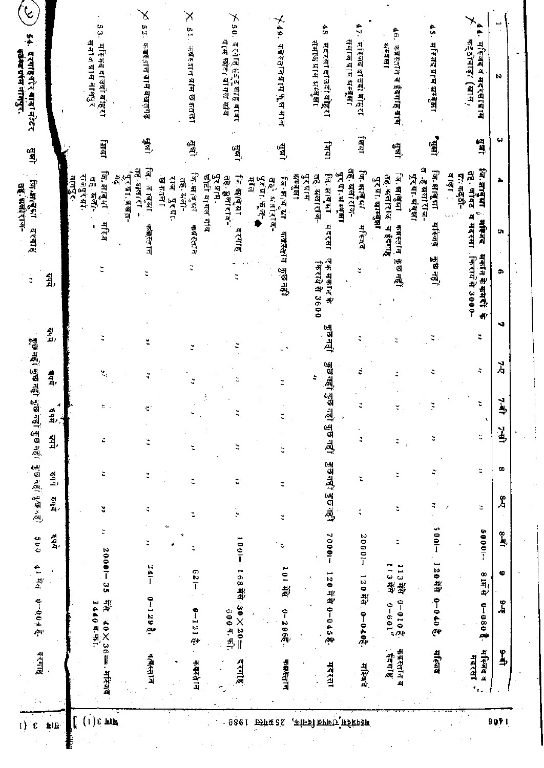| 1 | 2 | 3 | 4 | 5 | 6 | 7 | 7-ए | 7-बी | 7-सी | 8 | 8-ए | 8-बी | 9 | 9-ए | 9-बी |
|---|---|---|---|---|---|---|---|---|---|---|---|---|---|---|---|
| | | | | | रुपये | रुपये | रुपये | रुपये | रुपये | रुपये | रुपये | रुपये | | | |
| 44. मस्जिद व मदरसा ग्राम कट्ठीवाड़ा (बाग़, | सुन्नी | जि. झाबुआ, तह. जोबट व ग्रा. कट्ठीवाड़ा. | मस्जिद व मदरसा | मकान के कमरों के किराये से 3000- | ,, | ,, | ,, | ,, | ,, | ,, | 5000/- | 81 में से | 0-080 है. | मस्जिद व मदरसा |
| 45. मस्जिद ग्राम खंडुआ | सुन्नी | जि. झाबुआ त. ह. अलीराजपुर, पुरग्रा. खंडुआ | मस्जिद | कुछ नहीं | ,, | ,, | ,, | ,, | ,, | ,, | 100/- | 120 में से | 0-040 है. | मस्जिद |
| 46. कब्रस्तान व ईदगाह ग्राम खंडुआ | सुन्नी | जि. झाबुआ तह. अलीराजपुर पुरग्रा. खंडुआ | कब्रस्तान व ईदगाह | कुछ नहीं | ,, | ,, | ,, | ,, | ,, | ,, | ,, | 113 में से<br>113 में से | 0-010 है.<br>0-601 " | कब्रस्तान व ईदगाह |
| 47. मस्जिद दाउदी बोहरा समाज ग्राम खंडुआ | शिया | जि. झाबुआ तह. अलीराजपुर पुरग्रा. खंडुआ | मस्जिद | ,, | ,, | ,, | ,, | ,, | ,, | ,, | 2000/- | 120 में से | 0-040 है. | मस्जिद |
| 48. मदरसा दाउदी बोहरा समाज ग्राम खंडुआ | शिया | जि. झाबुआ तह. अलीराजपुर पुरग्राम खंडुआ | मदरसा | एक मकान के किराये से 3600 | कुछ नहीं | कुछ नहीं | कुछ नहीं | कुछ नहीं | कुछ नहीं | कुछ नहीं | 7000/- | 120 में से | 0-045 है. | मदरसा |
| 49. कब्रस्तान ग्राम फूलमाल | सुन्नी | जि. झाबुआ तह. अलीराजपुर पुरग्रा. फूलमाल | कब्रस्तान | कुछ नहीं | ,, | ,, | ,, | ,, | ,, | ,, | ,, | 101 में से | 0-296 है. | कब्रस्तान |
| 50. दरगाह हजरत शाह बाबा ग्राम छोटा बागल गांव | सुन्नी | जि. झाबुआ तह. अलीराजपुर पुरग्राम छोटी बागल गांव | दरगाह | ,, | ,, | ,, | ,, | ,, | ,, | ,, | 100/- | 168 में से | 30×20= 600 व. फी. | दरगाह |
| 51. कब्रस्तान ग्राम छकतला | सुन्नी | जि. झाबुआ तह. अलीराजपुर पुरग्रा. छकतला | कब्रस्तान | ,, | ,, | ,, | ,, | ,, | ,, | ,, | 62/- | | 0-121 है. | कब्रस्तान |
| 52. कब्रस्तान ग्राम बखतगढ़ | सुन्नी | जि. झाबुआ तह. अलीराजपुर, पुरग्रा. बखतगढ़ | कब्रस्तान | ,, | ,, | ,, | ,, | ,, | ,, | ,, | 24/- | | 0-129 है. | कब्रस्तान |
| 53. मस्जिद दाउदी बोहरा समाज ग्राम नानपुर | शिया | जि. झाबुआ तह. अलीराजपुर ग्रा. नानपुर | मस्जिद | ,, | ,, | ,, | ,, | ,, | ,, | ,, | 2000/- | 35 में से | 40×36= 1440 व. फी. | मस्जिद |
| 54. दरगाह पीर बाबा मोहंद ग्राम नानपुर | सुन्नी | जि. झाबुआ तह. अलीराजपुर | दरगाह | ,, | कुछ नहीं | कुछ नहीं | कुछ नहीं | कुछ नहीं | कुछ नहीं | कुछ नहीं | 500 | 41 में से | 0-004 है. | दरगाह |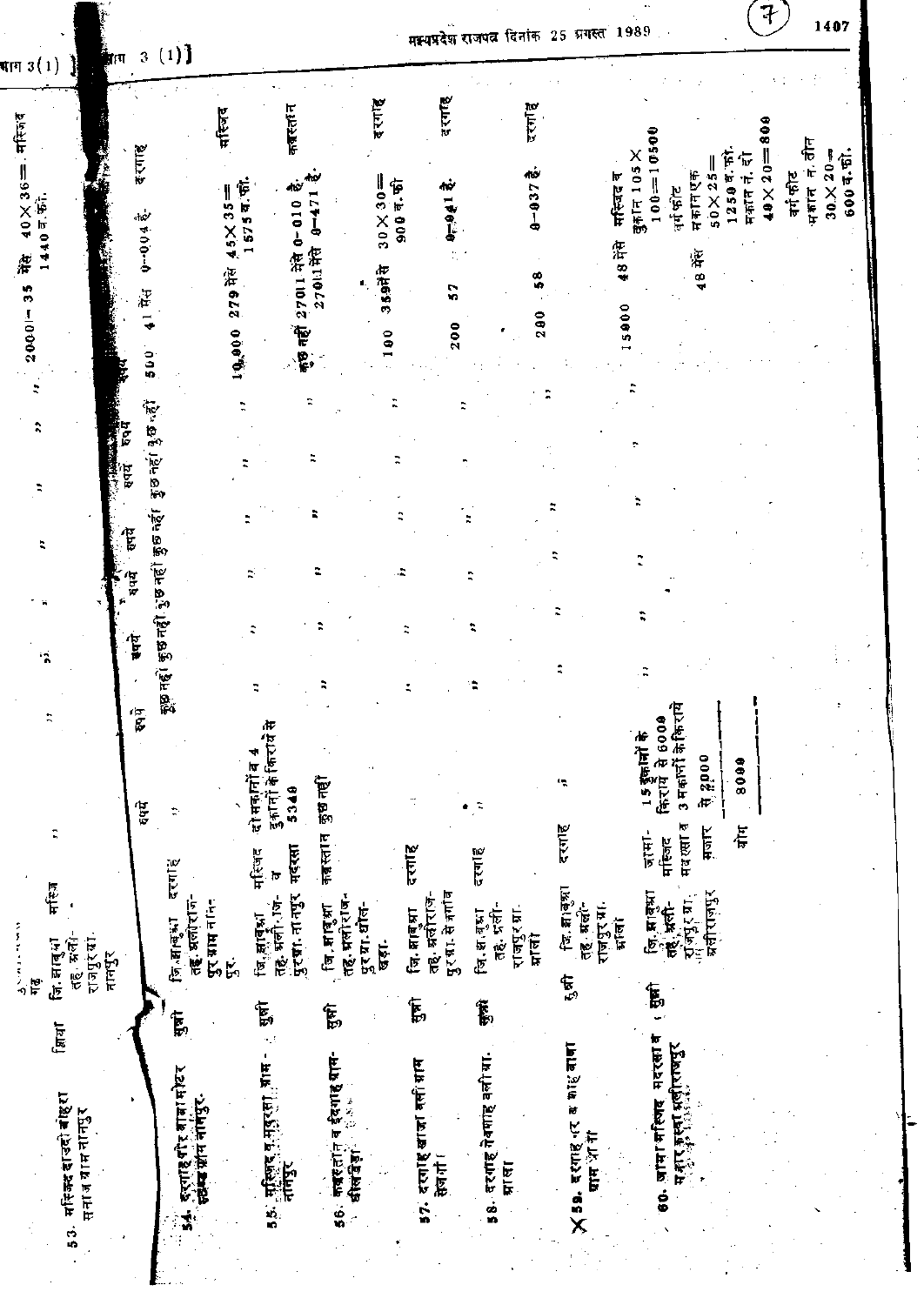| 53. मस्जिद दाऊदी बोहरा समाज ग्राम नानपुर | शिया | जि. झाबुआ तह. अलीराजपुर ग्रा. नानपुर | मस्जिद | " | " | " | " | " | " | " | 2000 | 35 | मेंसे 40 × 36 = 1440 व. फी. | मस्जिद |
|---|---|---|---|---|---|---|---|---|---|---|---|---|---|---|
| | | | | रुपये | रुपये | रुपये | रुपये | रुपये | रुपये | रुपये | | | | |
| 54. दरगाह पीर बाबा मोहर ग्राम नानपुर. | सुन्नी | जि. झाबुआ तह. अलीराजपुर ग्राम नानपुर. | दरगाह | " | कुछ नहीं | कुछ नहीं | कुछ नहीं | कुछ नहीं | कुछ नहीं | कुछ नहीं | 500 | 41 | मेंसे 0-004 है. | दरगाह |
| 55. मस्जिद व मदरसा ग्राम नानपुर | सुन्नी | जि. झाबुआ तह. अलीराजपुर ग्रा. नानपुर | मस्जिद व मदरसा | दो मकानों व 4 दुकानों के किराये से 5340 | " | " | " | " | " | " | 10,000 | 279 | मेंसे 45 × 35 = 1575 व. फी. | मस्जिद |
| 56. कब्रस्तान व ईदगाह ग्राम धौलखेड़ा | सुन्नी | जि. झाबुआ तह. अलीराजपुर ग्रा. धौलखेड़ा. | कब्रस्तान | कुछ नहीं | " | " | " | " | " | " | कुछ नहीं | 270/1 | मेंसे 0-010 है. 270/1 मेंसे 0-471 है. | कब्रस्तान |
| 57. दरगाह ख्वाजा वली ग्राम सेजावा | सुन्नी | जि. झाबुआ तह. अलीराजपुर ग्रा. सेजावा | दरगाह | " | " | " | " | " | " | " | 100 | 359 | मेंसे 30 × 30 = 900 व. फी | दरगाह |
| 58. दरगाह रेवशाह वली ग्रा. फाटा | सुन्नी | जि. झाबुआ तह. अलीराजपुर ग्रा. फाटा | दरगाह | " | " | " | " | " | " | " | 200 | 57 | 0-041 है. | दरगाह |
| × 59. दरगाह पीर व शाह बाबा ग्राम फाटा | सुन्नी | जि. झाबुआ तह. अलीराजपुर ग्रा. फाटा | दरगाह | " | " | " | " | " | " | " | 200 | 58 | 0-037 है. | दरगाह |
| 60. जामा मस्जिद मदरसा व मजार कस्बा अलीराजपुर | सुन्नी | जि. झाबुआ तह. अलीराजपुर ग्रा. अलीराजपुर | जामा मस्जिद मदरसा व मजार | 15 दुकानों के किराये से 6000 3 मकानों के किराये से 2000 | " | " | " | " | " | " | 15000 | 48 | मेंसे मस्जिद व दुकान 105 × 100 = 10500 वर्ग फीट; 48 मेंसे मकान एक 50 × 25 = 1250 व. फी. मकान नं. दो 40 × 20 = 800 वर्ग फीट मकान नं. तीन 30 × 20 = 600 व. फी. | |
| | | | योग | 8000 | | | | | | | | | | |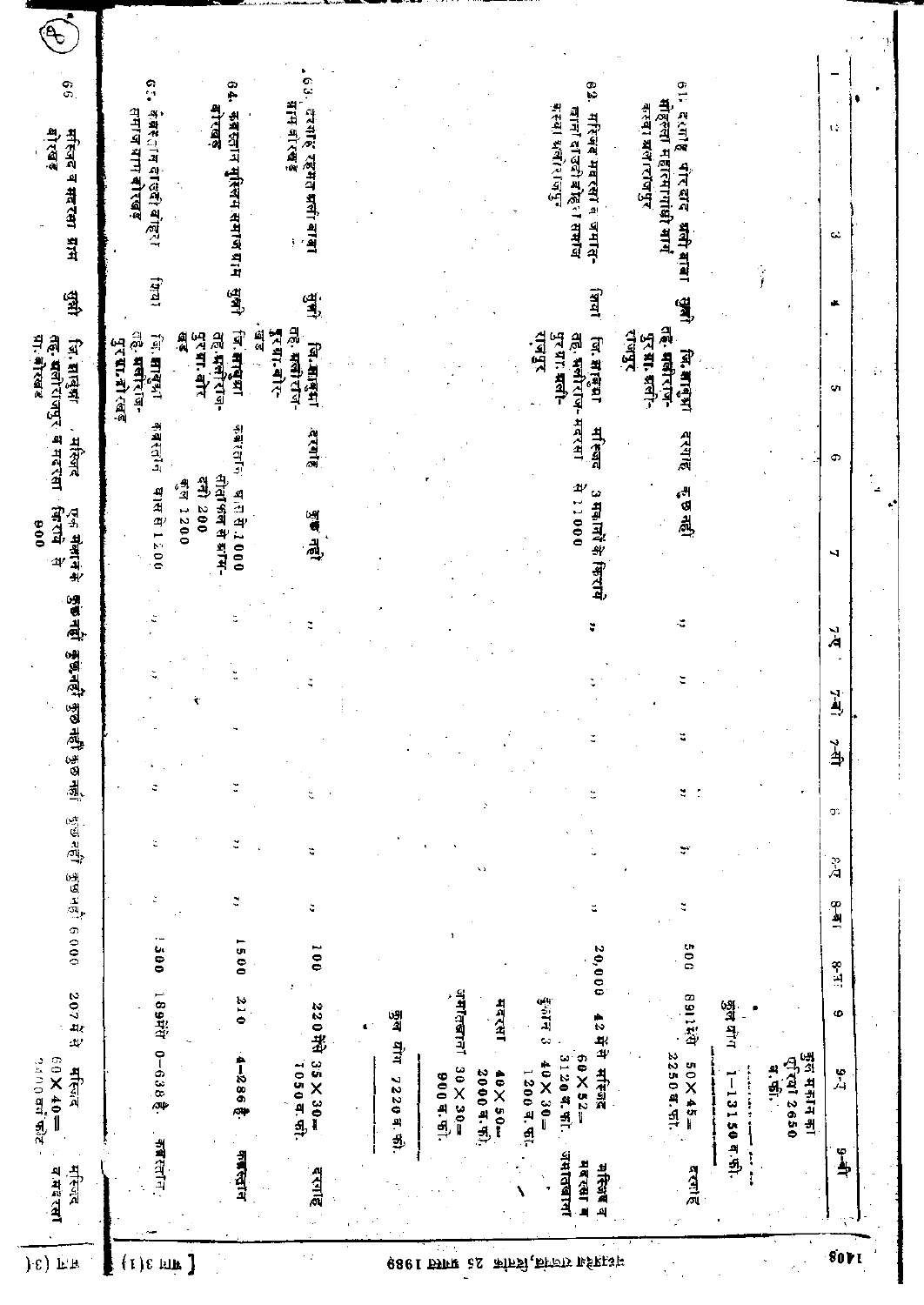| 1 | 2 | 3 | 4 | 5 | 6 | 7 | 7-ए | 7-बी | 7-सी | 8 | 8-ए | 8-बी | 8-सी | 9 | 9-ए | 9-बी |
|---|---|---|---|---|---|---|---|---|---|---|---|---|---|---|---|---|
| | | | | | | | | | | | | | | | कुल मकान का पुरिया 2650 व. फी. | |
| | | | | | | | | | | | | | | कुल योग | 1-13150 व. फी. | |
| 61. दरगाह पीर शाह अली बाबा मोहल्ला महात्मागांधी मार्ग कस्बा अलीराजपुर | | | सुन्नी | जि. झाबुआ तह. अलीराजपुर ग्रा. अली-राजपुर | दरगाह | कुछ नहीं | " | " | " | " | " | " | 500 | 891 में से | 50×45= 2250 व. फी. | दरगाह |
| 62. मस्जिद मदरसा व जमात-खाना दाउदी बोहरा समाज कस्बा अलीराजपुर | | | शिया | जि. झाबुआ तह. अलीराज-पुर ग्रा. अली-राजपुर | मस्जिद मदरसा | 3 मकानों के किराये से 11000 | " | " | " | " | " | " | 20,000 | 42 में से मस्जिद 60×52= 3120 व. फी. कुल 3 40×30= 1200 व. फी. मदरसा 40×50= 2000 व. फी. जमातखाना 30×30= 900 व. फी. | | मस्जिद व मदरसा व जमातखाना |
| | | | | | | | | | | | | | | कुल योग 7220 व. फी. | | |
| 63. दरगाह रहमत अली बाबा ग्राम बोरखड़ | | | सुन्नी | जि. झाबुआ तह. अलीराज-पुर ग्रा. बोर-खड़ | दरगाह | कुछ नहीं | " | " | " | " | " | " | 100 | 220 में से | 35×30= 1050 व. फी. | दरगाह |
| 64. कब्रस्तान मुस्लिम समाज ग्राम बोरखड़ | | | सुन्नी | जि. झाबुआ तह. अलीराज-पुर ग्रा. बोर खड़ | कब्रस्तान | घास से 1000 सीताफल से आम-दनी 200 कुल 1200 | " | " | " | " | " | " | 1500 | 210 | 4-286 है. | कब्रस्तान |
| 65. कब्रस्तान दाउदी बोहरा समाज ग्राम बोरखड़ | | | शिया | जि. झाबुआ तह. अलीराज-पुर ग्रा. बोरखड़ | कब्रस्तान | घास से 1200 | " | " | " | " | " | " | 1500 | 189 में से | 0-638 है. | कब्रस्तान |
| 66. मस्जिद व मदरसा ग्राम बोरखड़ | | | सुन्नी | जि. झाबुआ तह. अलीराजपुर ग्रा. बोरखड़ | मस्जिद व मदरसा | एक मकान के किराये से 900 | कुछ नहीं | कुछ नहीं | कुछ नहीं | कुछ नहीं | कुछ नहीं | कुछ नहीं | 6000 | 207 में से | 60×40= 2400 वर्ग फीट | मस्जिद व मदरसा |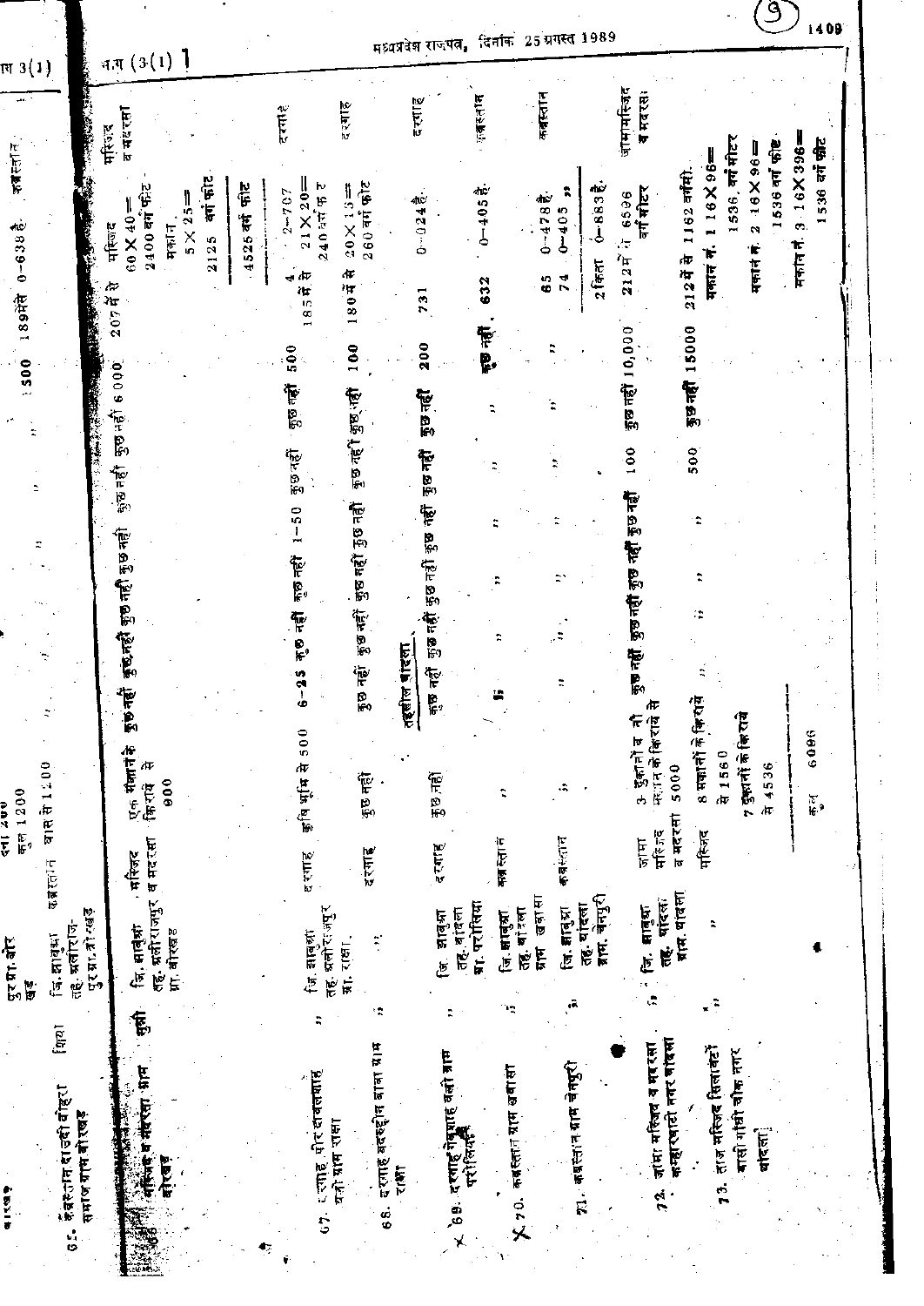मध्यप्रदेश राजपत्र, दिनांक 25 अगस्त 1989

भाग 3(1)

| | | | | | | | | | | | | | | |
|---|---|---|---|---|---|---|---|---|---|---|---|---|---|---|
| | | पुर ग्रा. बोरखेड़ | | दना 200 कुल 1200 | | | | | | | | | | |
| 65. कब्रस्तान दाऊदी बोहरा समाज ग्राम बोरखेड़ | शिया | जि. झाबुआ तह. अलीराजपुर ग्रा. बोरखेड़ | कब्रस्तान | घास से 1200 | " | " | " | " | " | " | 1500 | 189 में से | 0-638 है. | कब्रस्तान |
| 66. मस्जिद व मदरसा ग्राम बोरखेड़ | सुन्नी | जि. झाबुआ तह. अलीराजपुर ग्रा. बोरखेड़ | मस्जिद व मदरसा | एक मकान के किराये से 900 | कुछ नहीं | कुछ नहीं | कुछ नहीं | कुछ नहीं | कुछ नहीं | कुछ नहीं | 6000 | 207 में से | मस्जिद 60 × 40 = 2400 वर्ग फीट मकान 5 × 25 = 2125 वर्ग फीट; 4525 वर्ग फीट | मस्जिद व मदरसा |
| 67. दरगाह पीर दावलशाह वली ग्राम राखा | " | जि. झाबुआ तह. अलीराजपुर ग्रा. राखा | दरगाह | कृषि भूमि से 500 | 6-25 | कुछ नहीं | कुछ नहीं | 1-50 | कुछ नहीं | कुछ नहीं | 500 | 4 185 में से | 2-707 21 × 20 = 240 वर्ग फीट | दरगाह |
| 68. दरगाह बदरुद्दीन बाबा ग्राम राखा | " | " | दरगाह | कुछ नहीं | कुछ नहीं | कुछ नहीं | कुछ नहीं | कुछ नहीं | कुछ नहीं | कुछ नहीं | 100 | 180 में से | 20 × 13 = 260 वर्ग फीट | दरगाह |
| | | | | तहसील थांदला | | | | | | | | | | |
| 69. दरगाह रोशनशाह वली ग्राम परीलिया | " | जि. झाबुआ तह. थांदला ग्रा. परीलिया | दरगाह | कुछ नहीं | कुछ नहीं | कुछ नहीं | कुछ नहीं | कुछ नहीं | कुछ नहीं | कुछ नहीं | 200 | 731 | 0-024 है. | दरगाह |
| 70. कब्रस्तान ग्राम खवासा | " | जि. झाबुआ तह. थांदला ग्राम खवासा | कब्रस्तान | " | " | " | " | " | " | " | कुछ नहीं | 632 | 0-405 है. | कब्रस्तान |
| 71. कब्रस्तान ग्राम चैनपुरी | " | जि. झाबुआ तह. थांदला ग्राम. चैनपुरी | कब्रस्तान | " | " | " | " | " | " | " | " | 65; 74 | 0-478 है.; 0-405 "; 2 किता 0-883 है. | कब्रस्तान |
| 72. जामा मस्जिद व मदरसा कुम्हारवाड़ी नगर थांदला | " | जि. झाबुआ तह. थांदला ग्राम. थांदला | जामा मस्जिद व मदरसा | 3 दुकानों व नौ मकान के किराये से 5000 | कुछ नहीं | कुछ नहीं | कुछ नहीं | कुछ नहीं | 100 | कुछ नहीं | 10,000 | 212 में से | 6536 वर्ग मीटर | जामा मस्जिद व मदरसा |
| 73. ताज मस्जिद सिलावटों वाली गांधी चौक नगर थांदला | " | " | मस्जिद | 8 मकानों के किराये से 1560; 7 दुकानों के किराये से 4536; कुल 6096 | " | " | " | " | 500 | कुछ नहीं | 15000 | 212 में से | 1162 वर्ग मी. मकान नं. 1 16 × 96 = 1536 वर्ग मीटर; मकान नं. 2 16 × 96 = 1536 वर्ग फीट; मकान नं. 3 16 × 396 = 1536 वर्ग फीट | |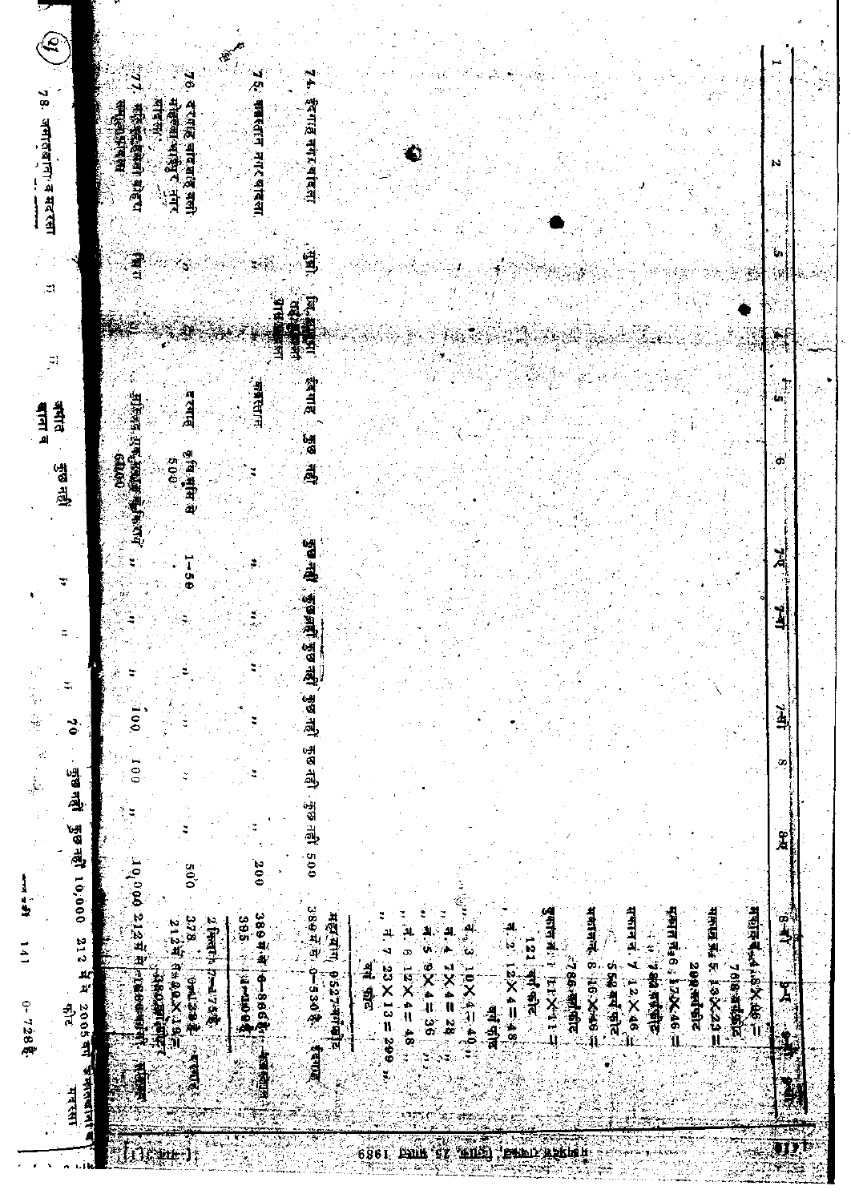| 1 | 2 | 3 | 4 | 5 | 6 | 7-अ | 7-ब | 7-क | 8 | 8-अ | 8-ब | 9 |
|---|---|---|---|---|---|---|---|---|---|---|---|---|
| | | | | | | | | | | | मशीद नं. 4, 8 × 46 = 768 चौ.फूट<br>मशीद नं. 5, 13 × 23 = 299 चौ.फूट<br>दुकान नं. 6, 17 × 46 = 782 चौ.फूट<br>दुकान नं. 7, 12 × 46 = 552 चौ.फूट<br>दुकान नं. 8, 16 × 46 = 736 चौ.फूट<br>दुकान नं. 1, 11 × 11 = 121 चौ.फूट<br>नं. 2, 12 × 4 = 48 चौ.फूट<br>नं. 3, 10 × 4 = 40<br>नं. 4, 7 × 4 = 28<br>नं. 5, 9 × 4 = 36<br>नं. 6, 12 × 4 = 48<br>नं. 7, 23 × 13 = 299 चौ.फूट<br>एकूण 9527 चौ.फूट | |
| 74. ईदगाह नगर पाचला | सुन्नी | जि. ... | ईदगाह | कुछ नहीं | कुछ नहीं | कुछ नहीं | कुछ नहीं | कुछ नहीं | कुछ नहीं | 500 | 389 मे से 0-53 है | ईदगाह |
| 75. कब्रस्तान नगर पाचला | ,, | ,, | कब्रस्तान | ,, | ,, | ,, | ,, | ,, | ,, | 200 | 389 मे से 0-88 है<br>395 मे 0-40 है | कब्रस्तान |
| 76. दरगाह बादशाह वली मोहल्ला ... | ,, | ,, | दरगाह | इनाम भूमि से 500 | 1-50 | ,, | ,, | ,, | ,, | 500 | 378 मे 0-23 है<br>212 मे ... | दरगाह |
| 77. मस्जिद ... | शिया | ,, | मस्जिद एक ... 6400 | ,, | ,, | ,, | 100 | 100 | ,, | 10,000 | 212 मे ... | मस्जिद |
| 78. जमातखाना व मदरसा | ,, | ,, | जमातखाना व | कुछ नहीं | ,, | ,, | ,, | 70 | कुछ नहीं | कुछ नहीं 10,000 | 212 मे मे 2005 चौ.फूट | जमातखाना व मदरसा |

एकूण 141 0-72 है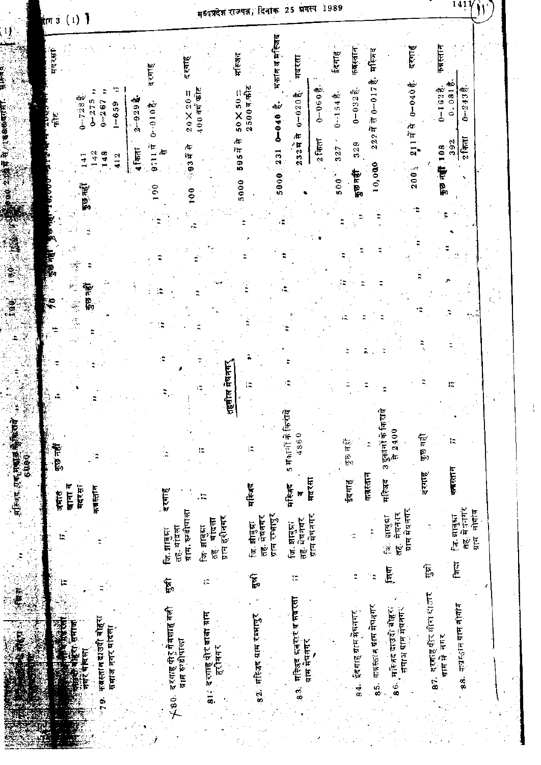| क्रमांक व नाम वक्फ | फिरका | स्थिति | उद्देश्य | आय का स्रोत | | | | | | | | खसरा नं. | क्षेत्रफल | टिप्पणी |
|---|---|---|---|---|---|---|---|---|---|---|---|---|---|---|
| ...दाउदी बोहरा समाज नगर थांदला | ,, | ,, | जमात खाना व मदरसा | मस्जिद, एक मकान व दुकान के किराये 6000 | ,, | ,, | 100 | 100 | कुछ नहीं | कुछ नहीं | 10,000 | ... में से | ... 2000 वर्ग फीट | मदरसा |
| 79. कब्रस्तान दाउदी बोहरा समाज नगर थांदला | ,, | ,, | कब्रस्तान | ,, | ,, | ,, | ,, | कुछ नहीं | ,, | ,, | कुछ नहीं | 141<br>142<br>148<br>412<br>4 किता | 0-728 है.<br>0-275 ,,<br>0-267 ,,<br>1-659 ,,<br>2-929 है. | |
| 80. दरगाह पीर गैबशाह वली ग्राम छकड़ीपाला | सुन्नी | जि. झाबुआ तह. थांदला ग्राम छकड़ीपाला | दरगाह | ,, | ,, | ,, | ,, | ,, | ,, | ,, | 100 | 911 में से | 0-010 है. | दरगाह |
| 81. दरगाह पीर बाबा ग्राम हरीनगर | ,, | जि. झाबुआ तह. थांदला ग्राम हरीनगर | ,, | ,, | ,, | ,, | ,, | ,, | ,, | ,, | 100 | 93 में से | 20×20 = 400 वर्ग फीट | दरगाह |
| **तहसील मेघनगर** | | | | | | | | | | | | | | |
| 82. मस्जिद ग्राम रम्भापुर | सुन्नी | जि. झाबुआ तह. मेघनगर ग्राम रम्भापुर | मस्जिद | ,, | ,, | ,, | ,, | ,, | ,, | ,, | 5000 | 595 में से | 50×50 = 2500 व. फीट | मस्जिद |
| 83. मस्जिद कबरार व मदरसा ग्राम मेघनगर | ,, | जि. झाबुआ तह. मेघनगर ग्राम मेघनगर | मस्जिद व मदरसा | 5 मकानों के किराये 4860 | ,, | ,, | ,, | ,, | ,, | ,, | 5000 | 231<br>232 में से<br>2 किता | 0-040 है.<br>0-020 है.<br>0-060 है. | मकान व मस्जिद<br>मदरसा |
| 84. ईदगाह ग्राम मेघनगर | ,, | ,, | ईदगाह | कुछ नहीं | ,, | ,, | ,, | ,, | ,, | ,, | 500 | 327 | 0-154 है. | ईदगाह |
| 85. कब्रस्तान ग्राम मेघनगर | ,, | ,, | कब्रस्तान | ,, | ,, | ,, | ,, | ,, | ,, | ,, | कुछ नहीं | 328 | 0-032 है. | कब्रस्तान |
| 86. मस्जिद दाउदी बोहरा समाज ग्राम मेघनगर | शिया | जि. झाबुआ तह. मेघनगर ग्राम मेघनगर | मस्जिद | 3 दुकानों के किराये से 2400 | ,, | ,, | ,, | ,, | ,, | ,, | 10,000 | 222 में से | 0-017 है. | मस्जिद |
| 87. दरगाह पीर हीरा दातार ग्राम मेघनगर | सुन्नी | | दरगाह | कुछ नहीं | ,, | ,, | ,, | ,, | ,, | ,, | 200 | 211 में से | 0-040 है. | दरगाह |
| 88. कब्रस्तान ग्राम नौगांव | शिया | जि. झाबुआ तह. मेघनगर ग्राम नौगांव | कब्रस्तान | ,, | ,, | ,, | ,, | ,, | ,, | ,, | कुछ नहीं | 108<br>392<br>2 किता | 0-162 है.<br>0.081 है.<br>0-243 है. | कब्रस्तान |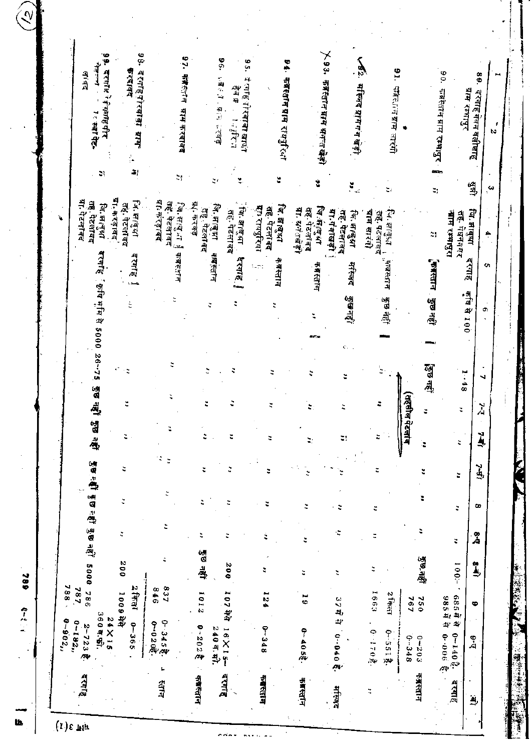| 1 | 2 | 3 | 4 | 5 | 6 | 7 | 7-ए | 7-बी | 7-सी | 8 | 8-ए | 8-बी | 9 | 9-ए | 10 |
|---|---|---|---|---|---|---|---|---|---|---|---|---|---|---|---|
| 89. दरगाह पेमन बलीशाह ग्राम रत्नपुरा | सुन्नी | जि. झाबुआ तह. पेटलावद ग्राम रत्नपुरा | दरगाह | कृषि से 100 | 1·48 | " | " | " | " | " | 100· | 685 में से 0-140 है. 985 में से 0-006 है | | दरगाह |
| 90. कब्रिस्तान ग्राम रत्नपुरा | " | " | कब्रस्तान | कुछ नहीं | कुछ नहीं | " | " | " | " | " | | | | |
| | | | | | (तहसील पेटलावद) | | | | | | | | | |
| 91. कब्रिस्तान ग्राम सारंगी | " | जि. झाबुआ तह. पेटलावद ग्राम सारंगी | कब्रस्तान | कुछ नहीं | " | " | " | " | " | " | कुछ नहीं | 750 767 | 0-203 0-348 | कब्रस्तान |
| | | | | | | | | | | | | 2 किता | 0-551 है. | |
| 92. मस्जिद ग्राम बाबेड़ी | " | जि. झाबुआ तह. पेटलावद | मस्जिद | कुछ नहीं | " | " | " | " | " | " | " | 1663 | 0·170 है. | " |
| 93. कब्रिस्तान ग्राम बनदा खेड़ी | " | जि. झाबुआ तह. पेटलावद ग्रा. बनदा खेड़ी | कब्रस्तान | " | " | " | " | " | " | " | " | 37 में से | 0-040 है. | मस्जिद |
| 94. कब्रिस्तान ग्राम रायपुरिया | " | जि. झाबुआ तह. पेटलावद ग्रा. रायपुरिया | कब्रस्तान | " | " | " | " | " | " | " | " | 19 | 0-405 है. | कब्रस्तान |
| 95. दरगाह रिस्वाबा बापूबा ... | " | जि. झाबुआ तह. पेटलावद | दरगाह | " | " | " | " | " | " | " | " | 124 | 0-348 | कब्रस्तान |
| 96. ... | " | जि. झाबुआ तह. पेटलावद ग्रा. करवड़ | कब्रिस्तान | " | " | " | " | " | " | " | 200 | 107 में से | 16×15-240 व. मी. | दरगाह |
| 97. कब्रिस्तान ग्राम करवड़ | " | जि. झाबुआ तह. पेटलावद ग्रा. करवड़ | कब्रस्तान | " | " | " | " | " | " | " | कुछ नहीं | 1012 | 0-202 है | कब्रस्तान |
| 98. दरगाह पीरबाबा ग्राम करवड़ | " | जि. झाबुआ तह. पेटलावद ग्रा. करवड़ | दरगाह | " | " | " | " | " | " | " | | 837 846 | 0-345 है. 0-020 है. | स्थान |
| | | | | | | | | | | | | 2 किता | 0-365 | |
| 99. दरगाह ... पेटलावद | " | जि. झाबुआ तह. पेटलावद ग्रा. पेटलावद | दरगाह | कृषि भूमि से 5000 | 26-75 | कुछ नहीं | कुछ नहीं | कुछ नहीं | कुछ नहीं | कुछ नहीं | 200 5000 | 1009 में से 786 787 788 | 24×15 360 व. फी. 2-723 है 0-182,, 0-902,, | दरगाह |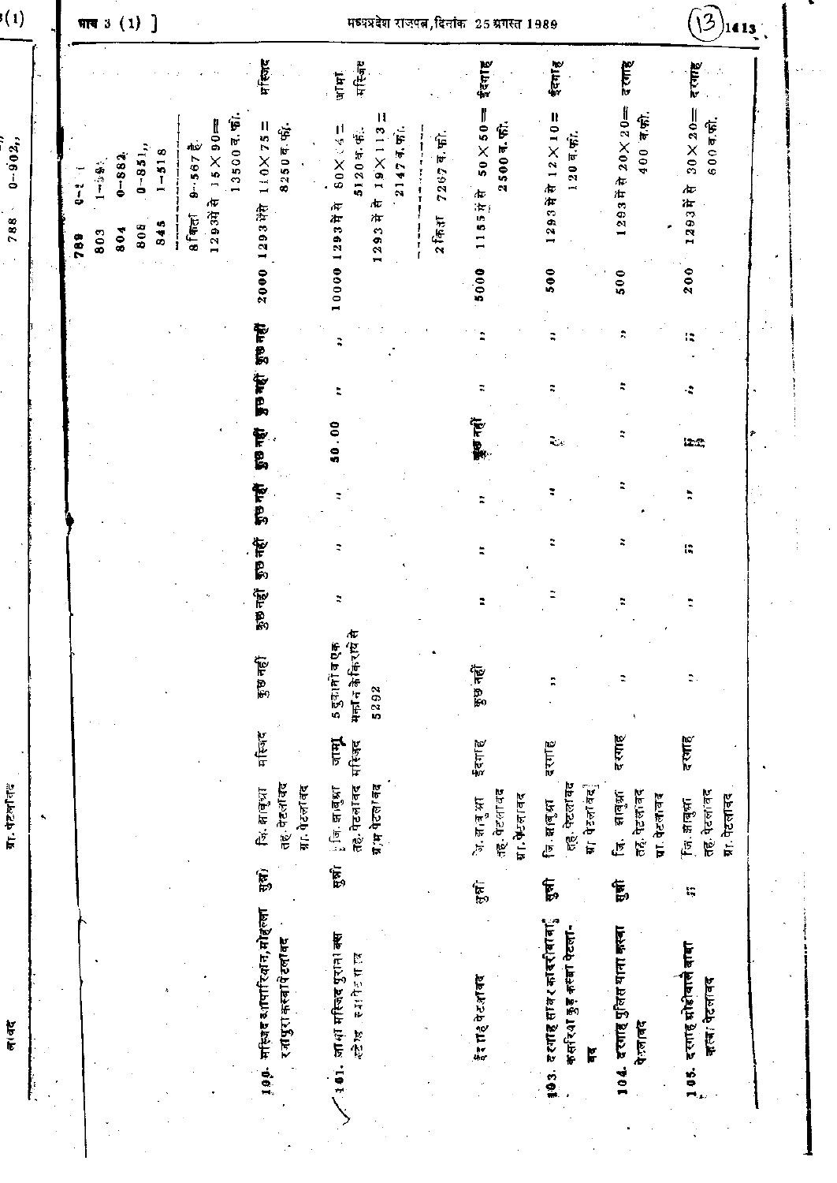| | | | | | | | | | | | | | |
|---|---|---|---|---|---|---|---|---|---|---|---|---|---|
| | | | | | | | | | | | 789 0-2 1<br>803 1-538<br>804 0-882<br>808 0-851,,<br>848 1-518<br>8 किता 9-567 है<br>1293 में से 15×90=<br>13500 व.फी. | | |
| 100. मस्जिद अशफाखान, मोहल्ला रजपुरा कस्बा पेटलावद | सुन्नी | जि. झाबुआ तह. पेटलावद ग्रा. पेटलावद | मस्जिद | कुछ नहीं | कुछ नहीं | कुछ नहीं | कुछ नहीं | कुछ नहीं | कुछ नहीं | 2000 | 1293 में से 110×75=<br>8250 व.फी. | मस्जिद |
| 101. जामा मस्जिद पुराना बस स्टेन्ड स्थापित हाट | सुन्नी | जि. झाबुआ तह. पेटलावद ग्रा. पेटलावद | जामा मस्जिद | 5 दुकानों व एक मकान के किराये से 5292 | ,, | ,, | ,, | 50.00 | ,, | 10000 | 1293 में से 80×64=<br>5120 व.फी.<br>1293 में से 19×113=<br>2147 व.फी.<br>2 किता 7267 व.फी. | जामा मस्जिद |
| ईदगाह पेटलावद | सुन्नी | जि. झाबुआ तह. पेटलावद ग्रा. पेटलावद | ईदगाह | कुछ नहीं | ,, | ,, | ,, | कुछ नहीं | ,, | 5000 | 1155 में से 50×50=<br>2500 व.फी. | ईदगाह |
| 103. दरगाह सावर कावरीबाबा कसरिया कुई कस्बा पेटलावद | सुन्नी | जि. झाबुआ तह. पेटलावद ग्रा. पेटलावद | दरगाह | ,, | ,, | ,, | ,, | ,, | ,, | 500 | 1293 में से 12×10=<br>120 व.फी. | ईदगाह |
| 104. दरगाह पुलिस थाना कस्बा पेटलावद | सुन्नी | जि. झाबुआ तह. पेटलावद ग्रा. पेटलावद | दरगाह | ,, | ,, | ,, | ,, | ,, | ,, | 500 | 1293 में से 20×20=<br>400 व.फी. | दरगाह |
| 105. दरगाह मोहीवाले बाबा कस्बा पेटलावद | ,, | जि. झाबुआ तह. पेटलावद ग्रा. पेटलावद | दरगाह | ,, | ,, | ,, | ,, | ,, | ,, | 200 | 1293 में से 30×20=<br>600 व.फी. | दरगाह |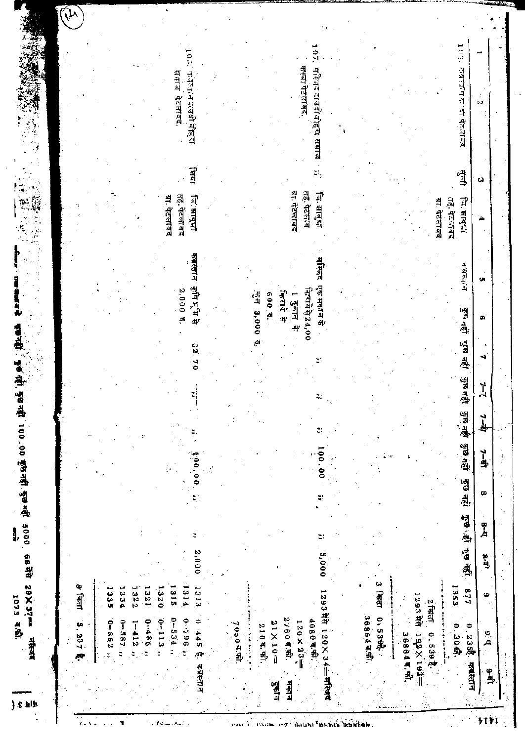| 1 | 2 | 3 | 4 | 5 | 6 | 7 | 7-ए | 7-बी | 7-सी | 8 | 8-ए | 8-बी | 9 | 9-ए | 9-बी |
|---|---|---|---|---|---|---|---|---|---|---|---|---|---|---|---|
| 105. | कब्रस्तान कस्बा पेटलावद | सुन्नी | जि. झाबुआ तह. पेटलावद ग्रा. पेटलावद | कब्रस्तान | कुछ नहीं | कुछ नहीं | कुछ नहीं | कुछ नहीं | कुछ नहीं | कुछ नहीं | कुछ नहीं | कुछ नहीं | 877 1353 2 किता 1293 मेंसे 192×192= 36864 व.फी. 3 किता | 0.235हैं. 0.304है. 0.539 है. 0.539है. 36864 व.फी. | कब्रस्तान |
| 107. | मस्जिद दाउदी बोहरा समाज कस्बा पेटलावद. | ,, | जि. झाबुआ तह. पेटलावद ग्रा. पेटलावद | मस्जिद एवं मकान के किराये से 2400 1 दुकान के किराये से 600 रु. कुल 3,000 रु. | ,, | ,, | ,, | ,, | 100.00 | ,, | ,, | 5,000 | 1293 मेंसे 120×34= 4080 व.फी. 120×23= 2760 व.फी. 21×10= 210 व.फी. 7050 व.फी. | | मस्जिद मकान दुकान |
| 108. | कब्रस्तान दाउदी बोहरा समाज पेटलावद. | शिया | जि. झाबुआ तह. पेटलावद ग्रा. पेटलावद | कब्रस्तान कृषि भूमि से 2,000 रु. | 62.70 | ,, | ,, | ,, | 100.00 | ,, | ,, | 2,000 | 1313 1314 1315 1320 1321 1322 1334 1335 8 किता | 0.445 है. 0-796 ,, 0-534 ,, 0-113 ,, 0-486 ,, 1-412 ,, 0-587 ,, 0-862 ,, 5.237 है. | कब्रस्तान |
| | योग | | | | कुछ नहीं | कुछ नहीं | कुछ नहीं | कुछ नहीं | 100.00 | कुछ नहीं | कुछ नहीं | 5000 | 68 मेंसे 29×37= 1073 व.फी. | | मस्जिद |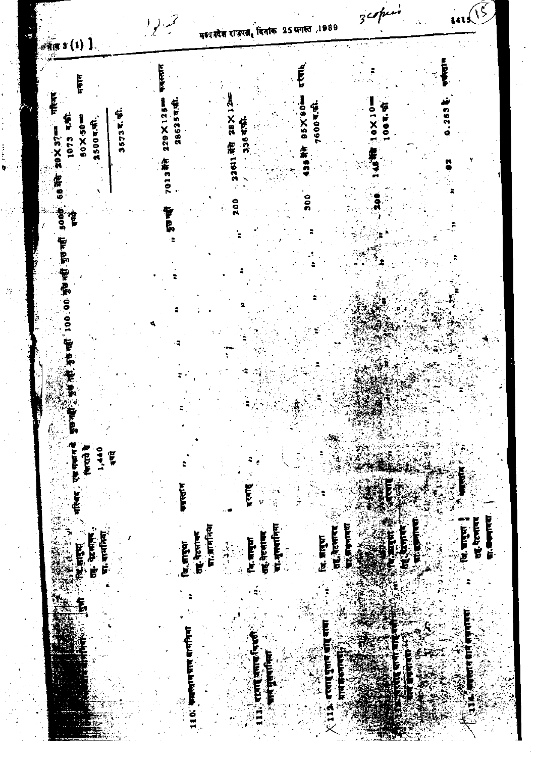| | | | | | | | | | | | | | |
|---|---|---|---|---|---|---|---|---|---|---|---|---|---|
| | झाबुआ | जि. झाबुआ तह. पेटलावद ग्रा. सारंगिया | वक्फिया | एक मकान के किराये से 1,440 रुपये | कुछ नहीं | कुछ नहीं | कुछ नहीं | 100.00 | कुछ नहीं | कुछ नहीं | 500 रुपये | 68 मैंते 29 X 37 = 1073 व.फी. 50 X 50 = 2500 व.फी. 3573 व.फी. | मस्जिद मकान |
| 110. कब्रस्तान ग्राम सारंगिया | " | जि. झाबुआ तह. पेटलावद ग्रा. सारंगिया | कब्रस्तान | " | " | " | " | " | " | " | कुछ नहीं | 7013 मैंते 229 X 125 = 28625 व.फी. | कब्रस्तान |
| 111. दरगाह अनाज मिश्री ग्राम दुधालगिरा | " | जि. झाबुआ तह. पेटलावद ग्रा. दुधालगिरा | दरगाह | " | " | " | " | " | " | " | 200 | 22611 मैंते 28 X 12 = 336 व.फी. | " |
| 112. दरगाह गुलाब शाह बाबा ग्राम बामनिया | " | जि. झाबुआ तह. पेटलावद ग्रा. बामनिया | " | " | " | " | " | " | " | " | 300 | 438 मैंते 95 X 80 = 7600 व.फी. | दरगाह |
| 113. दरगाह ... ग्राम बामनिया | " | जि. झाबुआ तह. पेटलावद ग्रा. बामनिया | दरगाह | " | " | " | " | " | " | " | 200 | 140 मैंते 10 X 10 = 100 व.फी. | " |
| 114. कब्रस्तान ग्राम बामनिया | " | जि. झाबुआ तह. पेटलावद ग्रा. बामनिया | कब्रस्तान | " | " | " | " | " | " | " | " | 82 0.263 है. | कब्रस्तान |